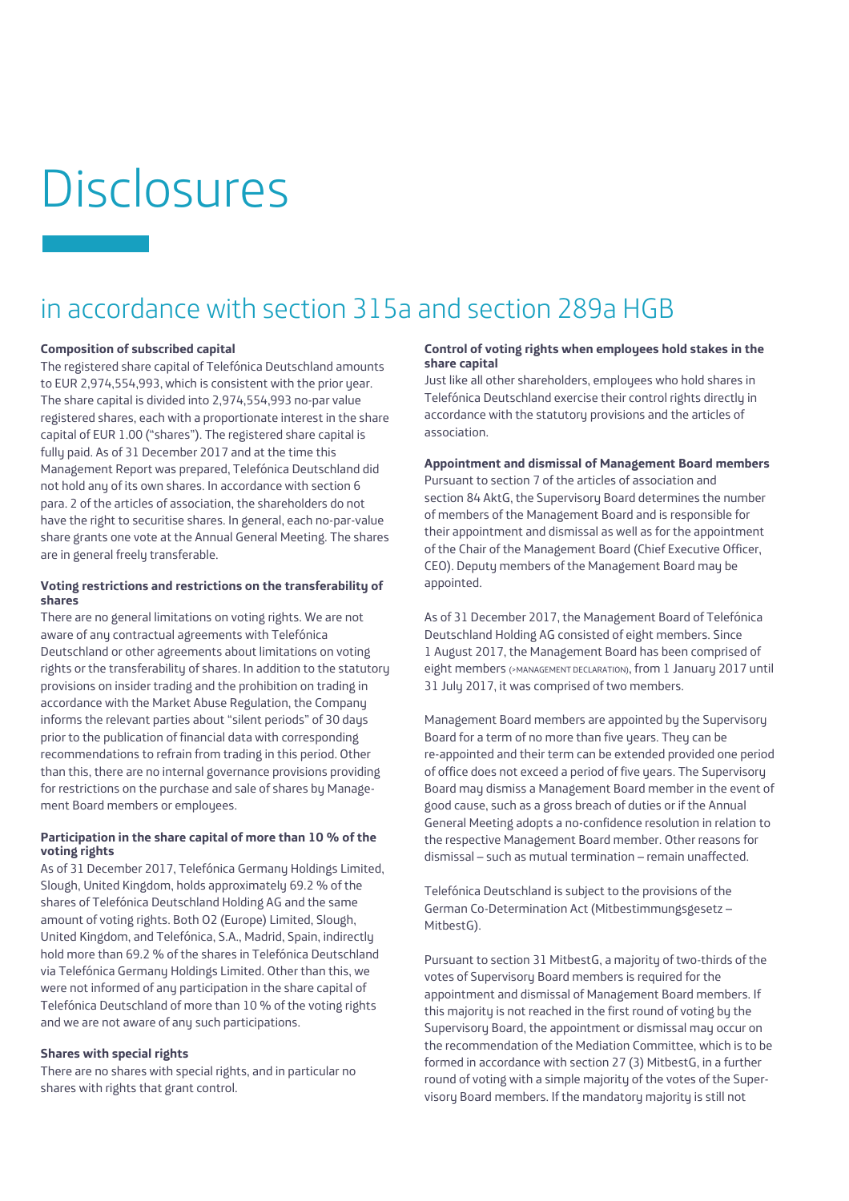# Disclosures

## in accordance with section 315a and section 289a HGB

**Composition of subscribed capital**

The registered share capital of Telefónica Deutschland amounts to EUR 2,974,554,993, which is consistent with the prior year. The share capital is divided into 2,974,554,993 no-par value registered shares, each with a proportionate interest in the share capital of EUR 1.00 ("shares"). The registered share capital is fully paid. As of 31 December 2017 and at the time this Management Report was prepared, Telefónica Deutschland did not hold any of its own shares. In accordance with section 6 para. 2 of the articles of association, the shareholders do not have the right to securitise shares. In general, each no-par-value share grants one vote at the Annual General Meeting. The shares are in general freely transferable.

**Voting restrictions and restrictions on the transferability of shares**

There are no general limitations on voting rights. We are not aware of any contractual agreements with Telefónica Deutschland or other agreements about limitations on voting rights or the transferability of shares. In addition to the statutory provisions on insider trading and the prohibition on trading in accordance with the Market Abuse Regulation, the Company informs the relevant parties about "silent periods" of 30 days prior to the publication of financial data with corresponding recommendations to refrain from trading in this period. Other than this, there are no internal governance provisions providing for restrictions on the purchase and sale of shares by Management Board members or employees.

**Participation in the share capital of more than 10 % of the voting rights**

As of 31 December 2017, Telefónica Germany Holdings Limited, Slough, United Kingdom, holds approximately 69.2 % of the shares of Telefónica Deutschland Holding AG and the same amount of voting rights. Both O2 (Europe) Limited, Slough, United Kingdom, and Telefónica, S.A., Madrid, Spain, indirectly hold more than 69.2 % of the shares in Telefónica Deutschland via Telefónica Germany Holdings Limited. Other than this, we were not informed of any participation in the share capital of Telefónica Deutschland of more than 10 % of the voting rights and we are not aware of any such participations.

**Shares with special rights**

There are no shares with special rights, and in particular no shares with rights that grant control.

**Control of voting rights when employees hold stakes in the share capital**

Just like all other shareholders, employees who hold shares in Telefónica Deutschland exercise their control rights directly in accordance with the statutory provisions and the articles of association.

**Appointment and dismissal of Management Board members**

Pursuant to section 7 of the articles of association and section 84 AktG, the Supervisory Board determines the number of members of the Management Board and is responsible for their appointment and dismissal as well as for the appointment of the Chair of the Management Board (Chief Executive Officer, CEO). Deputy members of the Management Board may be appointed.

As of 31 December 2017, the Management Board of Telefónica Deutschland Holding AG consisted of eight members. Since 1 August 2017, the Management Board has been comprised of eight members (>MANAGEMENT DECLARATION), from 1 January 2017 until 31 July 2017, it was comprised of two members.

Management Board members are appointed by the Supervisory Board for a term of no more than five years. They can be re-appointed and their term can be extended provided one period of office does not exceed a period of five years. The Supervisory Board may dismiss a Management Board member in the event of good cause, such as a gross breach of duties or if the Annual General Meeting adopts a no-confidence resolution in relation to the respective Management Board member. Other reasons for dismissal – such as mutual termination – remain unaffected.

Telefónica Deutschland is subject to the provisions of the German Co-Determination Act (Mitbestimmungsgesetz – MitbestG).

Pursuant to section 31 MitbestG, a majority of two-thirds of the votes of Supervisory Board members is required for the appointment and dismissal of Management Board members. If this majority is not reached in the first round of voting by the Supervisory Board, the appointment or dismissal may occur on the recommendation of the Mediation Committee, which is to be formed in accordance with section 27 (3) MitbestG, in a further round of voting with a simple majority of the votes of the Supervisory Board members. If the mandatory majority is still not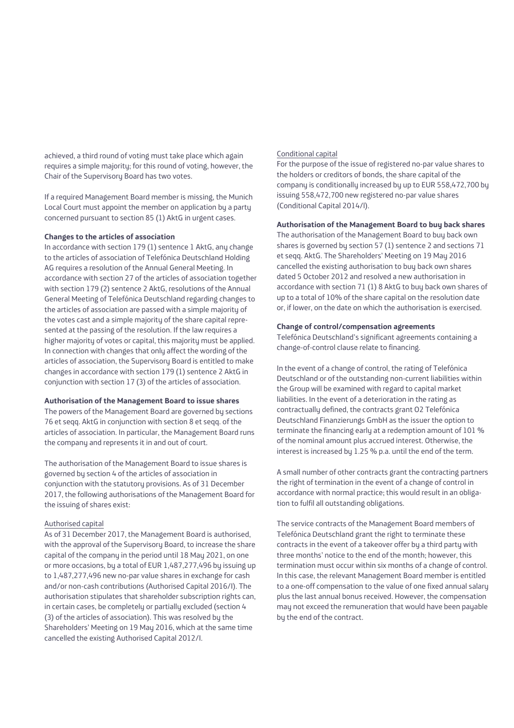achieved, a third round of voting must take place which again requires a simple majority; for this round of voting, however, the Chair of the Supervisory Board has two votes.

If a required Management Board member is missing, the Munich Local Court must appoint the member on application by a party concerned pursuant to section 85 (1) AktG in urgent cases.

**Changes to the articles of association**

In accordance with section 179 (1) sentence 1 AktG, any change to the articles of association of Telefónica Deutschland Holding AG requires a resolution of the Annual General Meeting. In accordance with section 27 of the articles of association together with section 179 (2) sentence 2 AktG, resolutions of the Annual General Meeting of Telefónica Deutschland regarding changes to the articles of association are passed with a simple majority of the votes cast and a simple majority of the share capital represented at the passing of the resolution. If the law requires a higher majority of votes or capital, this majority must be applied. In connection with changes that only affect the wording of the articles of association, the Supervisory Board is entitled to make changes in accordance with section 179 (1) sentence 2 AktG in conjunction with section 17 (3) of the articles of association.

**Authorisation of the Management Board to issue shares**

The powers of the Management Board are governed by sections 76 et seqq. AktG in conjunction with section 8 et seqq. of the articles of association. In particular, the Management Board runs the company and represents it in and out of court.

The authorisation of the Management Board to issue shares is governed by section 4 of the articles of association in conjunction with the statutory provisions. As of 31 December 2017, the following authorisations of the Management Board for the issuing of shares exist:

Authorised capital

As of 31 December 2017, the Management Board is authorised, with the approval of the Supervisory Board, to increase the share capital of the company in the period until 18 May 2021, on one or more occasions, by a total of EUR 1,487,277,496 by issuing up to 1,487,277,496 new no-par value shares in exchange for cash and/or non-cash contributions (Authorised Capital 2016/I). The authorisation stipulates that shareholder subscription rights can, in certain cases, be completely or partially excluded (section 4 (3) of the articles of association). This was resolved by the Shareholders' Meeting on 19 May 2016, which at the same time cancelled the existing Authorised Capital 2012/I.

Conditional capital

For the purpose of the issue of registered no-par value shares to the holders or creditors of bonds, the share capital of the company is conditionally increased by up to EUR 558,472,700 by issuing 558,472,700 new registered no-par value shares (Conditional Capital 2014/I).

**Authorisation of the Management Board to buy back shares**

The authorisation of the Management Board to buy back own shares is governed by section 57 (1) sentence 2 and sections 71 et seqq. AktG. The Shareholders' Meeting on 19 May 2016 cancelled the existing authorisation to buy back own shares dated 5 October 2012 and resolved a new authorisation in accordance with section 71 (1) 8 AktG to buy back own shares of up to a total of 10% of the share capital on the resolution date or, if lower, on the date on which the authorisation is exercised.

**Change of control/compensation agreements**

Telefónica Deutschland's significant agreements containing a change-of-control clause relate to financing.

In the event of a change of control, the rating of Telefónica Deutschland or of the outstanding non-current liabilities within the Group will be examined with regard to capital market liabilities. In the event of a deterioration in the rating as contractually defined, the contracts grant O2 Telefónica Deutschland Finanzierungs GmbH as the issuer the option to terminate the financing early at a redemption amount of 101 % of the nominal amount plus accrued interest. Otherwise, the interest is increased by 1.25 % p.a. until the end of the term.

A small number of other contracts grant the contracting partners the right of termination in the event of a change of control in accordance with normal practice; this would result in an obligation to fulfil all outstanding obligations.

The service contracts of the Management Board members of Telefónica Deutschland grant the right to terminate these contracts in the event of a takeover offer by a third party with three months' notice to the end of the month; however, this termination must occur within six months of a change of control. In this case, the relevant Management Board member is entitled to a one-off compensation to the value of one fixed annual salary plus the last annual bonus received. However, the compensation may not exceed the remuneration that would have been payable by the end of the contract.